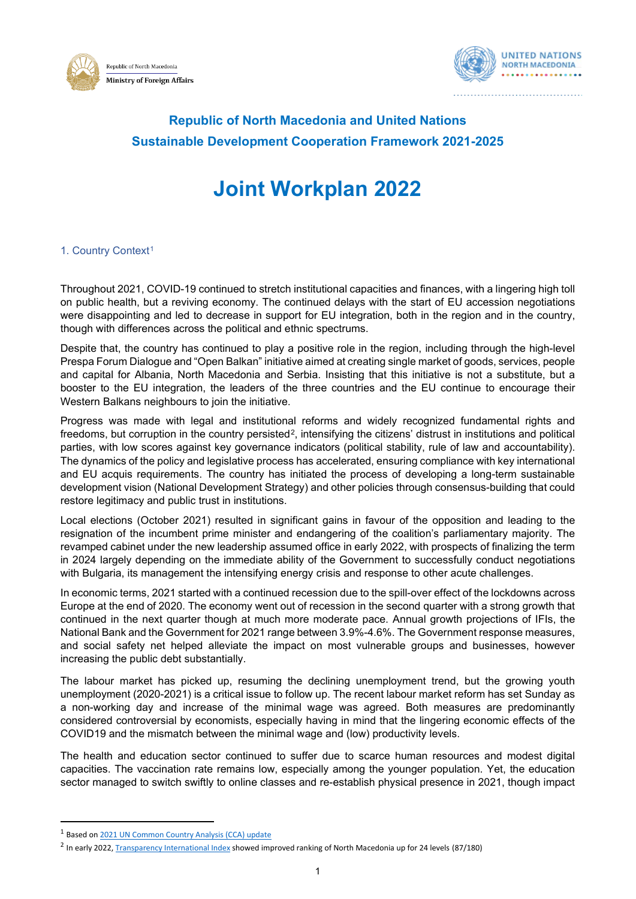Republic of North Macedonia
Ministry of Foreign Affairs

UNITED NATIONS
NORTH MACEDONIA

# Republic of North Macedonia and United Nations Sustainable Development Cooperation Framework 2021-2025

# Joint Workplan 2022

## 1. Country Context[1]

Throughout 2021, COVID-19 continued to stretch institutional capacities and finances, with a lingering high toll on public health, but a reviving economy. The continued delays with the start of EU accession negotiations were disappointing and led to decrease in support for EU integration, both in the region and in the country, though with differences across the political and ethnic spectrums.

Despite that, the country has continued to play a positive role in the region, including through the high-level Prespa Forum Dialogue and "Open Balkan" initiative aimed at creating single market of goods, services, people and capital for Albania, North Macedonia and Serbia. Insisting that this initiative is not a substitute, but a booster to the EU integration, the leaders of the three countries and the EU continue to encourage their Western Balkans neighbours to join the initiative.

Progress was made with legal and institutional reforms and widely recognized fundamental rights and freedoms, but corruption in the country persisted[2], intensifying the citizens' distrust in institutions and political parties, with low scores against key governance indicators (political stability, rule of law and accountability). The dynamics of the policy and legislative process has accelerated, ensuring compliance with key international and EU acquis requirements. The country has initiated the process of developing a long-term sustainable development vision (National Development Strategy) and other policies through consensus-building that could restore legitimacy and public trust in institutions.

Local elections (October 2021) resulted in significant gains in favour of the opposition and leading to the resignation of the incumbent prime minister and endangering of the coalition's parliamentary majority. The revamped cabinet under the new leadership assumed office in early 2022, with prospects of finalizing the term in 2024 largely depending on the immediate ability of the Government to successfully conduct negotiations with Bulgaria, its management the intensifying energy crisis and response to other acute challenges.

In economic terms, 2021 started with a continued recession due to the spill-over effect of the lockdowns across Europe at the end of 2020. The economy went out of recession in the second quarter with a strong growth that continued in the next quarter though at much more moderate pace. Annual growth projections of IFIs, the National Bank and the Government for 2021 range between 3.9%-4.6%. The Government response measures, and social safety net helped alleviate the impact on most vulnerable groups and businesses, however increasing the public debt substantially.

The labour market has picked up, resuming the declining unemployment trend, but the growing youth unemployment (2020-2021) is a critical issue to follow up. The recent labour market reform has set Sunday as a non-working day and increase of the minimal wage was agreed. Both measures are predominantly considered controversial by economists, especially having in mind that the lingering economic effects of the COVID19 and the mismatch between the minimal wage and (low) productivity levels.

The health and education sector continued to suffer due to scarce human resources and modest digital capacities. The vaccination rate remains low, especially among the younger population. Yet, the education sector managed to switch swiftly to online classes and re-establish physical presence in 2021, though impact

---

[1] Based on 2021 UN Common Country Analysis (CCA) update

[2] In early 2022, Transparency International Index showed improved ranking of North Macedonia up for 24 levels (87/180)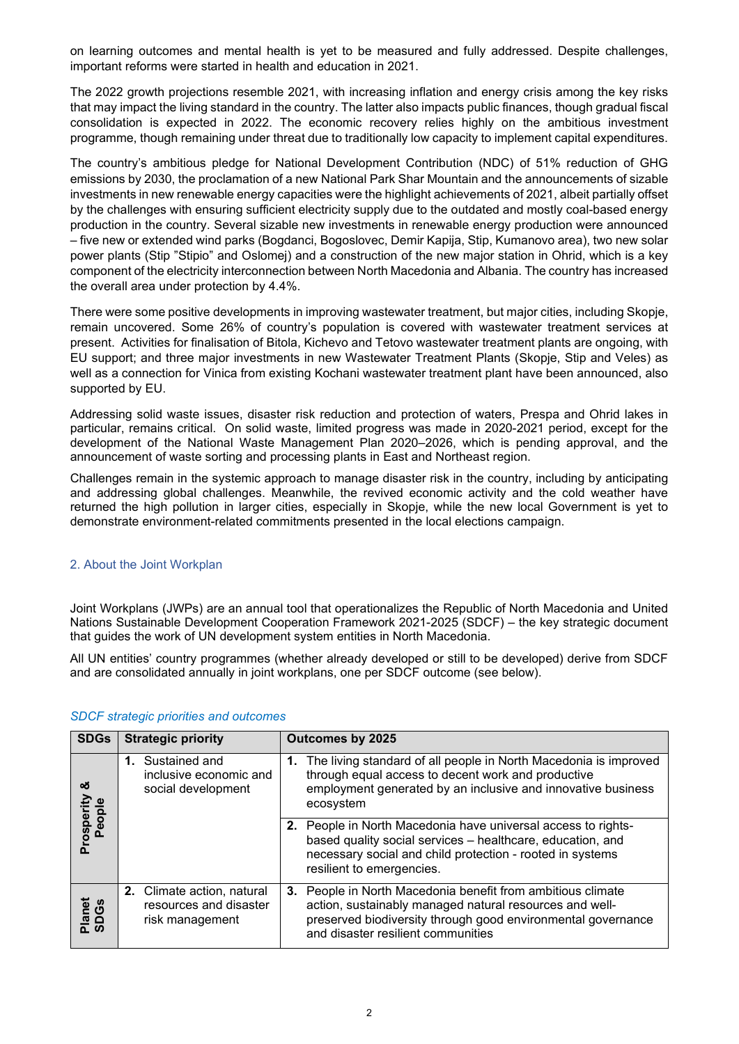on learning outcomes and mental health is yet to be measured and fully addressed. Despite challenges, important reforms were started in health and education in 2021.

The 2022 growth projections resemble 2021, with increasing inflation and energy crisis among the key risks that may impact the living standard in the country. The latter also impacts public finances, though gradual fiscal consolidation is expected in 2022. The economic recovery relies highly on the ambitious investment programme, though remaining under threat due to traditionally low capacity to implement capital expenditures.

The country's ambitious pledge for National Development Contribution (NDC) of 51% reduction of GHG emissions by 2030, the proclamation of a new National Park Shar Mountain and the announcements of sizable investments in new renewable energy capacities were the highlight achievements of 2021, albeit partially offset by the challenges with ensuring sufficient electricity supply due to the outdated and mostly coal-based energy production in the country. Several sizable new investments in renewable energy production were announced – five new or extended wind parks (Bogdanci, Bogoslovec, Demir Kapija, Stip, Kumanovo area), two new solar power plants (Stip "Stipio" and Oslomej) and a construction of the new major station in Ohrid, which is a key component of the electricity interconnection between North Macedonia and Albania. The country has increased the overall area under protection by 4.4%.

There were some positive developments in improving wastewater treatment, but major cities, including Skopje, remain uncovered. Some 26% of country's population is covered with wastewater treatment services at present. Activities for finalisation of Bitola, Kichevo and Tetovo wastewater treatment plants are ongoing, with EU support; and three major investments in new Wastewater Treatment Plants (Skopje, Stip and Veles) as well as a connection for Vinica from existing Kochani wastewater treatment plant have been announced, also supported by EU.

Addressing solid waste issues, disaster risk reduction and protection of waters, Prespa and Ohrid lakes in particular, remains critical. On solid waste, limited progress was made in 2020-2021 period, except for the development of the National Waste Management Plan 2020–2026, which is pending approval, and the announcement of waste sorting and processing plants in East and Northeast region.

Challenges remain in the systemic approach to manage disaster risk in the country, including by anticipating and addressing global challenges. Meanwhile, the revived economic activity and the cold weather have returned the high pollution in larger cities, especially in Skopje, while the new local Government is yet to demonstrate environment-related commitments presented in the local elections campaign.

## 2. About the Joint Workplan

Joint Workplans (JWPs) are an annual tool that operationalizes the Republic of North Macedonia and United Nations Sustainable Development Cooperation Framework 2021-2025 (SDCF) – the key strategic document that guides the work of UN development system entities in North Macedonia.

All UN entities' country programmes (whether already developed or still to be developed) derive from SDCF and are consolidated annually in joint workplans, one per SDCF outcome (see below).

*SDCF strategic priorities and outcomes*

| SDGs | Strategic priority | Outcomes by 2025 |
|---|---|---|
| Prosperity & People | 1. Sustained and inclusive economic and social development | 1. The living standard of all people in North Macedonia is improved through equal access to decent work and productive employment generated by an inclusive and innovative business ecosystem |
| | | 2. People in North Macedonia have universal access to rights-based quality social services – healthcare, education, and necessary social and child protection - rooted in systems resilient to emergencies. |
| Planet SDGs | 2. Climate action, natural resources and disaster risk management | 3. People in North Macedonia benefit from ambitious climate action, sustainably managed natural resources and well-preserved biodiversity through good environmental governance and disaster resilient communities |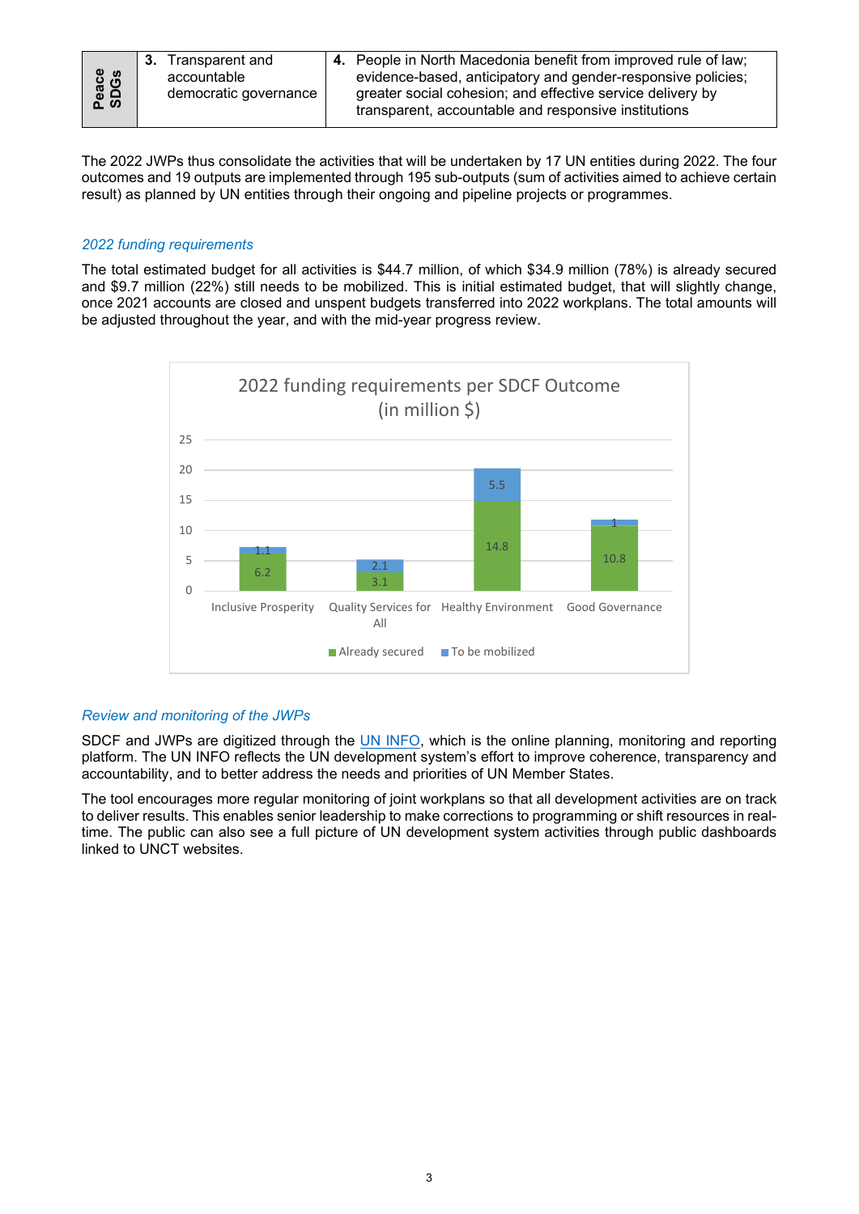| Peace SDGs | 3. Transparent and accountable democratic governance | 4. People in North Macedonia benefit from improved rule of law; evidence-based, anticipatory and gender-responsive policies; greater social cohesion; and effective service delivery by transparent, accountable and responsive institutions |
|---|---|---|

The 2022 JWPs thus consolidate the activities that will be undertaken by 17 UN entities during 2022. The four outcomes and 19 outputs are implemented through 195 sub-outputs (sum of activities aimed to achieve certain result) as planned by UN entities through their ongoing and pipeline projects or programmes.

*2022 funding requirements*

The total estimated budget for all activities is $44.7 million, of which $34.9 million (78%) is already secured and $9.7 million (22%) still needs to be mobilized. This is initial estimated budget, that will slightly change, once 2021 accounts are closed and unspent budgets transferred into 2022 workplans. The total amounts will be adjusted throughout the year, and with the mid-year progress review.

2022 funding requirements per SDCF Outcome (in million $)

| SDCF Outcome | Already secured | To be mobilized |
|---|---|---|
| Inclusive Prosperity | 6.2 | 1.1 |
| Quality Services for All | 3.1 | 2.1 |
| Healthy Environment | 14.8 | 5.5 |
| Good Governance | 10.8 | 1 |

*Review and monitoring of the JWPs*

SDCF and JWPs are digitized through the UN INFO, which is the online planning, monitoring and reporting platform. The UN INFO reflects the UN development system's effort to improve coherence, transparency and accountability, and to better address the needs and priorities of UN Member States.

The tool encourages more regular monitoring of joint workplans so that all development activities are on track to deliver results. This enables senior leadership to make corrections to programming or shift resources in real-time. The public can also see a full picture of UN development system activities through public dashboards linked to UNCT websites.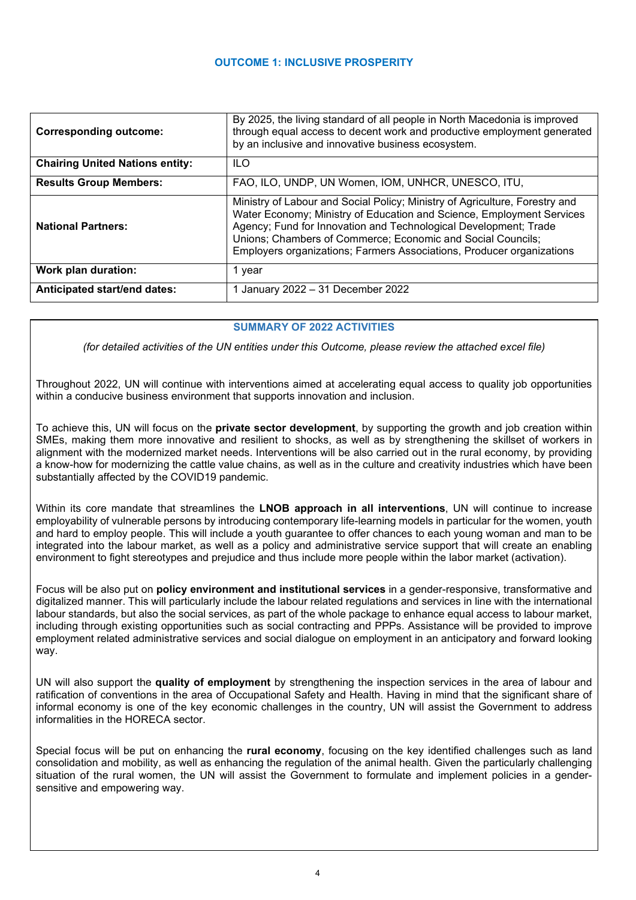## OUTCOME 1: INCLUSIVE PROSPERITY

| | |
|---|---|
| **Corresponding outcome:** | By 2025, the living standard of all people in North Macedonia is improved through equal access to decent work and productive employment generated by an inclusive and innovative business ecosystem. |
| **Chairing United Nations entity:** | ILO |
| **Results Group Members:** | FAO, ILO, UNDP, UN Women, IOM, UNHCR, UNESCO, ITU, |
| **National Partners:** | Ministry of Labour and Social Policy; Ministry of Agriculture, Forestry and Water Economy; Ministry of Education and Science, Employment Services Agency; Fund for Innovation and Technological Development; Trade Unions; Chambers of Commerce; Economic and Social Councils; Employers organizations; Farmers Associations, Producer organizations |
| **Work plan duration:** | 1 year |
| **Anticipated start/end dates:** | 1 January 2022 – 31 December 2022 |

### SUMMARY OF 2022 ACTIVITIES

*(for detailed activities of the UN entities under this Outcome, please review the attached excel file)*

Throughout 2022, UN will continue with interventions aimed at accelerating equal access to quality job opportunities within a conducive business environment that supports innovation and inclusion.

To achieve this, UN will focus on the **private sector development**, by supporting the growth and job creation within SMEs, making them more innovative and resilient to shocks, as well as by strengthening the skillset of workers in alignment with the modernized market needs. Interventions will be also carried out in the rural economy, by providing a know-how for modernizing the cattle value chains, as well as in the culture and creativity industries which have been substantially affected by the COVID19 pandemic.

Within its core mandate that streamlines the **LNOB approach in all interventions**, UN will continue to increase employability of vulnerable persons by introducing contemporary life-learning models in particular for the women, youth and hard to employ people. This will include a youth guarantee to offer chances to each young woman and man to be integrated into the labour market, as well as a policy and administrative service support that will create an enabling environment to fight stereotypes and prejudice and thus include more people within the labor market (activation).

Focus will be also put on **policy environment and institutional services** in a gender-responsive, transformative and digitalized manner. This will particularly include the labour related regulations and services in line with the international labour standards, but also the social services, as part of the whole package to enhance equal access to labour market, including through existing opportunities such as social contracting and PPPs. Assistance will be provided to improve employment related administrative services and social dialogue on employment in an anticipatory and forward looking way.

UN will also support the **quality of employment** by strengthening the inspection services in the area of labour and ratification of conventions in the area of Occupational Safety and Health. Having in mind that the significant share of informal economy is one of the key economic challenges in the country, UN will assist the Government to address informalities in the HORECA sector.

Special focus will be put on enhancing the **rural economy**, focusing on the key identified challenges such as land consolidation and mobility, as well as enhancing the regulation of the animal health. Given the particularly challenging situation of the rural women, the UN will assist the Government to formulate and implement policies in a gender-sensitive and empowering way.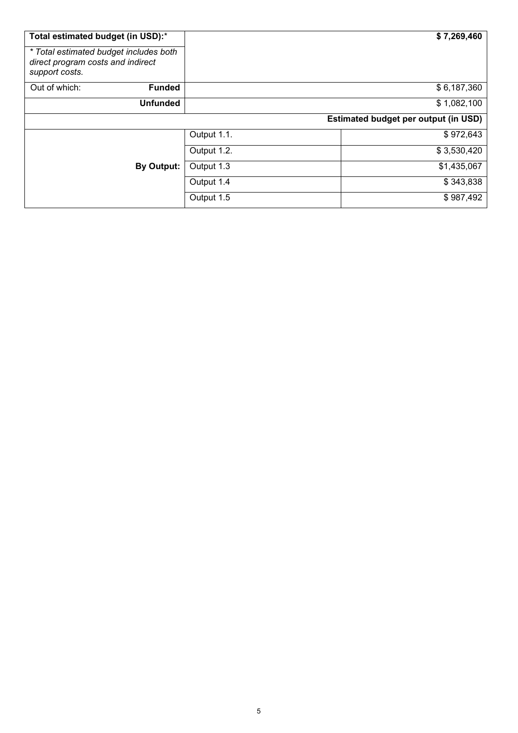| **Total estimated budget (in USD):*** | | **$ 7,269,460** |
|---|---|---|
| *\* Total estimated budget includes both direct program costs and indirect support costs.* | | |
| Out of which: **Funded** | | $ 6,187,360 |
| **Unfunded** | | $ 1,082,100 |
| | | **Estimated budget per output (in USD)** |
| **By Output:** | Output 1.1. | $ 972,643 |
| | Output 1.2. | $ 3,530,420 |
| | Output 1.3 | $1,435,067 |
| | Output 1.4 | $ 343,838 |
| | Output 1.5 | $ 987,492 |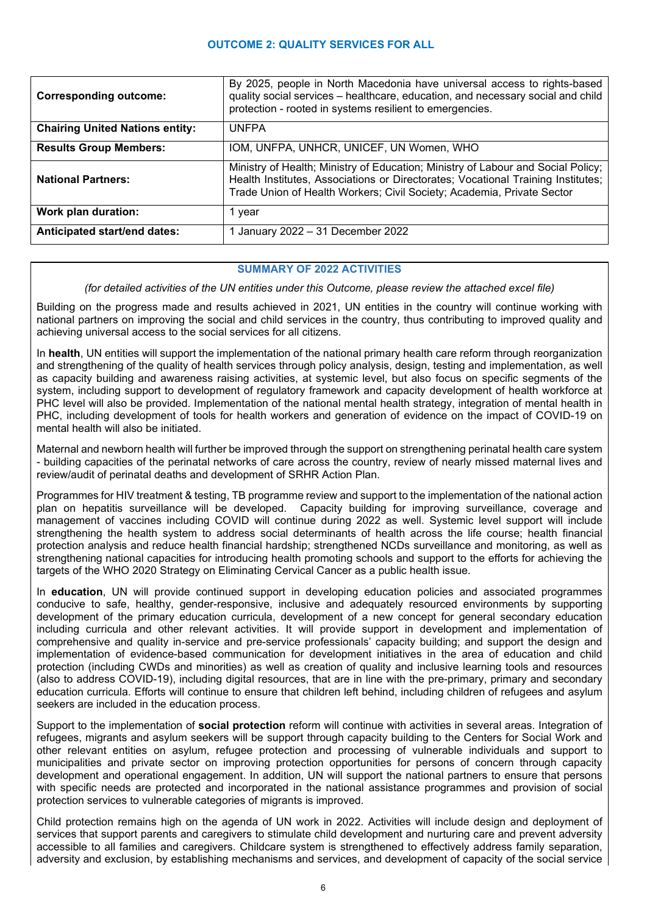### OUTCOME 2: QUALITY SERVICES FOR ALL

| | |
|---|---|
| **Corresponding outcome:** | By 2025, people in North Macedonia have universal access to rights-based quality social services – healthcare, education, and necessary social and child protection - rooted in systems resilient to emergencies. |
| **Chairing United Nations entity:** | UNFPA |
| **Results Group Members:** | IOM, UNFPA, UNHCR, UNICEF, UN Women, WHO |
| **National Partners:** | Ministry of Health; Ministry of Education; Ministry of Labour and Social Policy; Health Institutes, Associations or Directorates; Vocational Training Institutes; Trade Union of Health Workers; Civil Society; Academia, Private Sector |
| **Work plan duration:** | 1 year |
| **Anticipated start/end dates:** | 1 January 2022 – 31 December 2022 |

### SUMMARY OF 2022 ACTIVITIES

*(for detailed activities of the UN entities under this Outcome, please review the attached excel file)*

Building on the progress made and results achieved in 2021, UN entities in the country will continue working with national partners on improving the social and child services in the country, thus contributing to improved quality and achieving universal access to the social services for all citizens.

In **health**, UN entities will support the implementation of the national primary health care reform through reorganization and strengthening of the quality of health services through policy analysis, design, testing and implementation, as well as capacity building and awareness raising activities, at systemic level, but also focus on specific segments of the system, including support to development of regulatory framework and capacity development of health workforce at PHC level will also be provided. Implementation of the national mental health strategy, integration of mental health in PHC, including development of tools for health workers and generation of evidence on the impact of COVID-19 on mental health will also be initiated.

Maternal and newborn health will further be improved through the support on strengthening perinatal health care system - building capacities of the perinatal networks of care across the country, review of nearly missed maternal lives and review/audit of perinatal deaths and development of SRHR Action Plan.

Programmes for HIV treatment & testing, TB programme review and support to the implementation of the national action plan on hepatitis surveillance will be developed. Capacity building for improving surveillance, coverage and management of vaccines including COVID will continue during 2022 as well. Systemic level support will include strengthening the health system to address social determinants of health across the life course; health financial protection analysis and reduce health financial hardship; strengthened NCDs surveillance and monitoring, as well as strengthening national capacities for introducing health promoting schools and support to the efforts for achieving the targets of the WHO 2020 Strategy on Eliminating Cervical Cancer as a public health issue.

In **education**, UN will provide continued support in developing education policies and associated programmes conducive to safe, healthy, gender-responsive, inclusive and adequately resourced environments by supporting development of the primary education curricula, development of a new concept for general secondary education including curricula and other relevant activities. It will provide support in development and implementation of comprehensive and quality in-service and pre-service professionals' capacity building; and support the design and implementation of evidence-based communication for development initiatives in the area of education and child protection (including CWDs and minorities) as well as creation of quality and inclusive learning tools and resources (also to address COVID-19), including digital resources, that are in line with the pre-primary, primary and secondary education curricula. Efforts will continue to ensure that children left behind, including children of refugees and asylum seekers are included in the education process.

Support to the implementation of **social protection** reform will continue with activities in several areas. Integration of refugees, migrants and asylum seekers will be support through capacity building to the Centers for Social Work and other relevant entities on asylum, refugee protection and processing of vulnerable individuals and support to municipalities and private sector on improving protection opportunities for persons of concern through capacity development and operational engagement. In addition, UN will support the national partners to ensure that persons with specific needs are protected and incorporated in the national assistance programmes and provision of social protection services to vulnerable categories of migrants is improved.

Child protection remains high on the agenda of UN work in 2022. Activities will include design and deployment of services that support parents and caregivers to stimulate child development and nurturing care and prevent adversity accessible to all families and caregivers. Childcare system is strengthened to effectively address family separation, adversity and exclusion, by establishing mechanisms and services, and development of capacity of the social service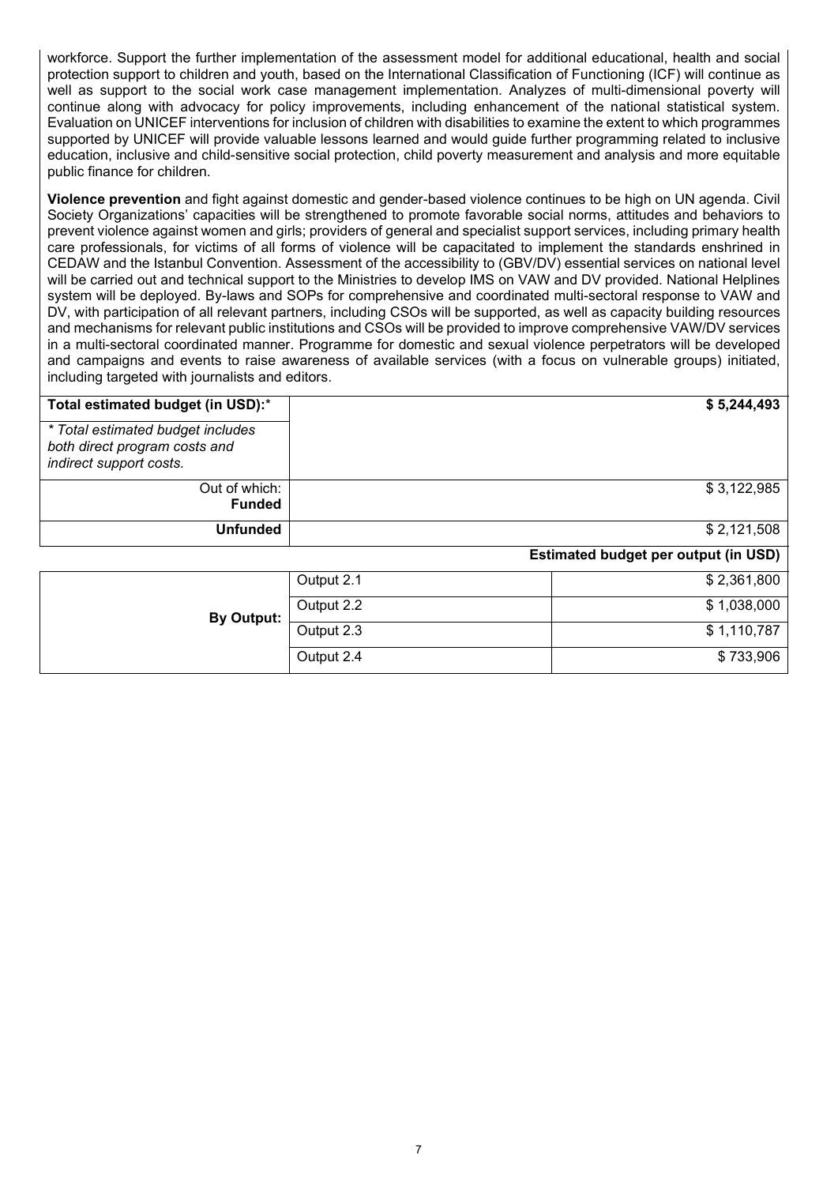workforce. Support the further implementation of the assessment model for additional educational, health and social protection support to children and youth, based on the International Classification of Functioning (ICF) will continue as well as support to the social work case management implementation. Analyzes of multi-dimensional poverty will continue along with advocacy for policy improvements, including enhancement of the national statistical system. Evaluation on UNICEF interventions for inclusion of children with disabilities to examine the extent to which programmes supported by UNICEF will provide valuable lessons learned and would guide further programming related to inclusive education, inclusive and child-sensitive social protection, child poverty measurement and analysis and more equitable public finance for children.

**Violence prevention** and fight against domestic and gender-based violence continues to be high on UN agenda. Civil Society Organizations' capacities will be strengthened to promote favorable social norms, attitudes and behaviors to prevent violence against women and girls; providers of general and specialist support services, including primary health care professionals, for victims of all forms of violence will be capacitated to implement the standards enshrined in CEDAW and the Istanbul Convention. Assessment of the accessibility to (GBV/DV) essential services on national level will be carried out and technical support to the Ministries to develop IMS on VAW and DV provided. National Helplines system will be deployed. By-laws and SOPs for comprehensive and coordinated multi-sectoral response to VAW and DV, with participation of all relevant partners, including CSOs will be supported, as well as capacity building resources and mechanisms for relevant public institutions and CSOs will be provided to improve comprehensive VAW/DV services in a multi-sectoral coordinated manner. Programme for domestic and sexual violence perpetrators will be developed and campaigns and events to raise awareness of available services (with a focus on vulnerable groups) initiated, including targeted with journalists and editors.

| **Total estimated budget (in USD):*** | **$ 5,244,493** |
|---|---|
| *\* Total estimated budget includes both direct program costs and indirect support costs.* | |
| Out of which: **Funded** | $ 3,122,985 |
| **Unfunded** | $ 2,121,508 |

| | | **Estimated budget per output (in USD)** |
|---|---|---|
| **By Output:** | Output 2.1 | $ 2,361,800 |
| | Output 2.2 | $ 1,038,000 |
| | Output 2.3 | $ 1,110,787 |
| | Output 2.4 | $ 733,906 |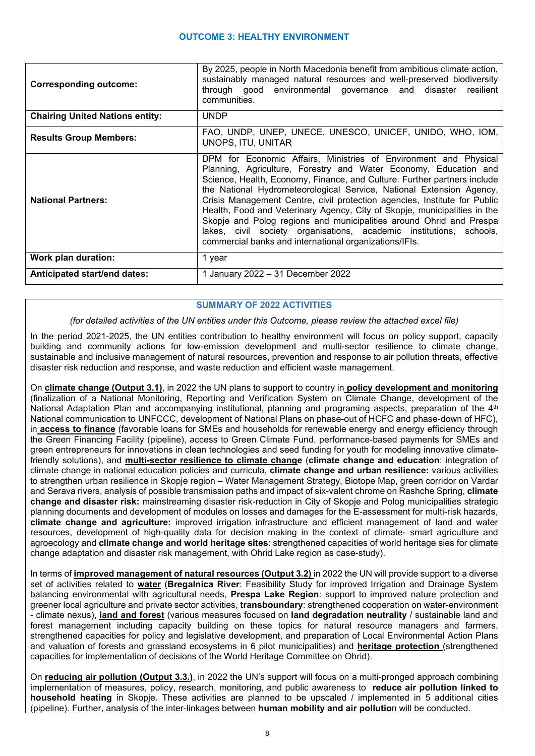## OUTCOME 3: HEALTHY ENVIRONMENT

| | |
|---|---|
| **Corresponding outcome:** | By 2025, people in North Macedonia benefit from ambitious climate action, sustainably managed natural resources and well-preserved biodiversity through good environmental governance and disaster resilient communities. |
| **Chairing United Nations entity:** | UNDP |
| **Results Group Members:** | FAO, UNDP, UNEP, UNECE, UNESCO, UNICEF, UNIDO, WHO, IOM, UNOPS, ITU, UNITAR |
| **National Partners:** | DPM for Economic Affairs, Ministries of Environment and Physical Planning, Agriculture, Forestry and Water Economy, Education and Science, Health, Economy, Finance, and Culture. Further partners include the National Hydrometeorological Service, National Extension Agency, Crisis Management Centre, civil protection agencies, Institute for Public Health, Food and Veterinary Agency, City of Skopje, municipalities in the Skopje and Polog regions and municipalities around Ohrid and Prespa lakes, civil society organisations, academic institutions, schools, commercial banks and international organizations/IFIs. |
| **Work plan duration:** | 1 year |
| **Anticipated start/end dates:** | 1 January 2022 – 31 December 2022 |

### SUMMARY OF 2022 ACTIVITIES

*(for detailed activities of the UN entities under this Outcome, please review the attached excel file)*

In the period 2021-2025, the UN entities contribution to healthy environment will focus on policy support, capacity building and community actions for low-emission development and multi-sector resilience to climate change, sustainable and inclusive management of natural resources, prevention and response to air pollution threats, effective disaster risk reduction and response, and waste reduction and efficient waste management.

On **climate change (Output 3.1)**, in 2022 the UN plans to support to country in **policy development and monitoring** (finalization of a National Monitoring, Reporting and Verification System on Climate Change, development of the National Adaptation Plan and accompanying institutional, planning and programing aspects, preparation of the 4th National communication to UNFCCC, development of National Plans on phase-out of HCFC and phase-down of HFC), in **access to finance** (favorable loans for SMEs and households for renewable energy and energy efficiency through the Green Financing Facility (pipeline), access to Green Climate Fund, performance-based payments for SMEs and green entrepreneurs for innovations in clean technologies and seed funding for youth for modeling innovative climate-friendly solutions), and **multi-sector resilience to climate change** (**climate change and education**: integration of climate change in national education policies and curricula, **climate change and urban resilience:** various activities to strengthen urban resilience in Skopje region – Water Management Strategy, Biotope Map, green corridor on Vardar and Serava rivers, analysis of possible transmission paths and impact of six-valent chrome on Rashche Spring, **climate change and disaster risk:** mainstreaming disaster risk-reduction in City of Skopje and Polog municipalities strategic planning documents and development of modules on losses and damages for the E-assessment for multi-risk hazards, **climate change and agriculture:** improved irrigation infrastructure and efficient management of land and water resources, development of high-quality data for decision making in the context of climate- smart agriculture and agroecology and **climate change and world heritage sites**: strengthened capacities of world heritage sies for climate change adaptation and disaster risk management, with Ohrid Lake region as case-study).

In terms of **improved management of natural resources (Output 3.2)** in 2022 the UN will provide support to a diverse set of activities related to **water** (**Bregalnica River**: Feasibility Study for improved Irrigation and Drainage System balancing environmental with agricultural needs, **Prespa Lake Region**: support to improved nature protection and greener local agriculture and private sector activities, **transboundary**: strengthened cooperation on water-environment - climate nexus), **land and forest** (various measures focused on **land degradation neutrality** / sustainable land and forest management including capacity building on these topics for natural resource managers and farmers, strengthened capacities for policy and legislative development, and preparation of Local Environmental Action Plans and valuation of forests and grassland ecosystems in 6 pilot municipalities) and **heritage protection** (strengthened capacities for implementation of decisions of the World Heritage Committee on Ohrid).

On **reducing air pollution (Output 3.3.)**, in 2022 the UN's support will focus on a multi-pronged approach combining implementation of measures, policy, research, monitoring, and public awareness to **reduce air pollution linked to household heating** in Skopje. These activities are planned to be upscaled / implemented in 5 additional cities (pipeline). Further, analysis of the inter-linkages between **human mobility and air pollutio**n will be conducted.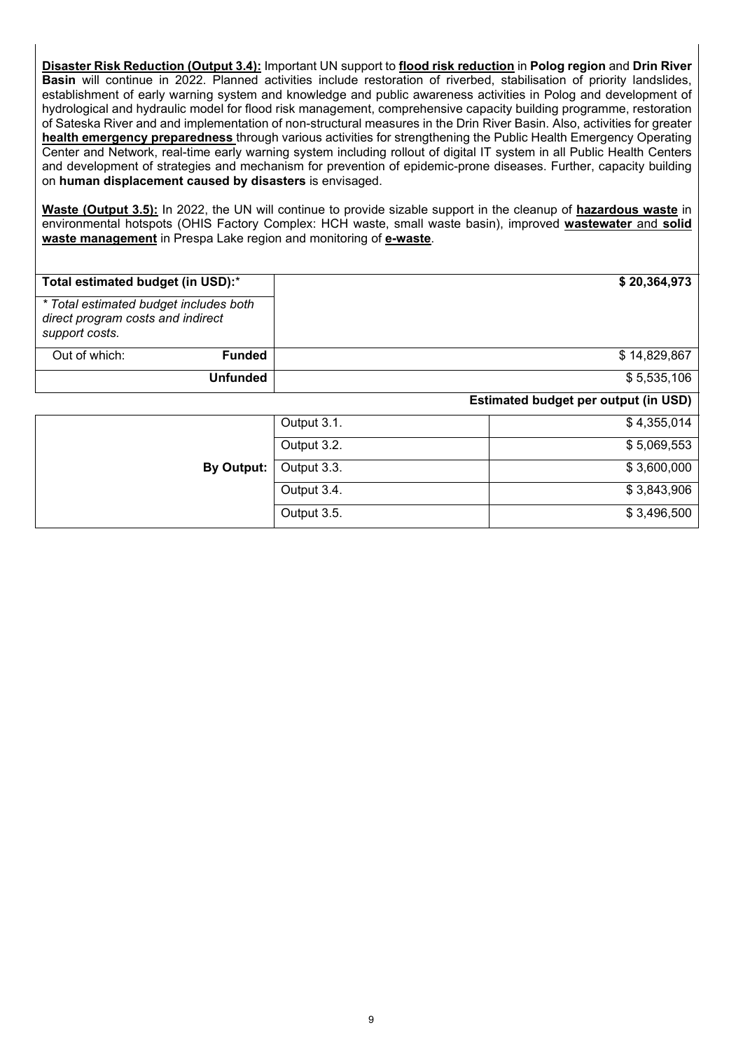**Disaster Risk Reduction (Output 3.4):** Important UN support to **flood risk reduction** in **Polog region** and **Drin River Basin** will continue in 2022. Planned activities include restoration of riverbed, stabilisation of priority landslides, establishment of early warning system and knowledge and public awareness activities in Polog and development of hydrological and hydraulic model for flood risk management, comprehensive capacity building programme, restoration of Sateska River and and implementation of non-structural measures in the Drin River Basin. Also, activities for greater **health emergency preparedness** through various activities for strengthening the Public Health Emergency Operating Center and Network, real-time early warning system including rollout of digital IT system in all Public Health Centers and development of strategies and mechanism for prevention of epidemic-prone diseases. Further, capacity building on **human displacement caused by disasters** is envisaged.

**Waste (Output 3.5):** In 2022, the UN will continue to provide sizable support in the cleanup of **hazardous waste** in environmental hotspots (OHIS Factory Complex: HCH waste, small waste basin), improved **wastewater** and **solid waste management** in Prespa Lake region and monitoring of **e-waste**.

| **Total estimated budget (in USD):*** <br> *\* Total estimated budget includes both direct program costs and indirect support costs.* | | **$ 20,364,973** |
|---|---|---|
| Out of which: **Funded** | | $ 14,829,867 |
| **Unfunded** | | $ 5,535,106 |
| | | **Estimated budget per output (in USD)** |
| **By Output:** | Output 3.1. | $ 4,355,014 |
| | Output 3.2. | $ 5,069,553 |
| | Output 3.3. | $ 3,600,000 |
| | Output 3.4. | $ 3,843,906 |
| | Output 3.5. | $ 3,496,500 |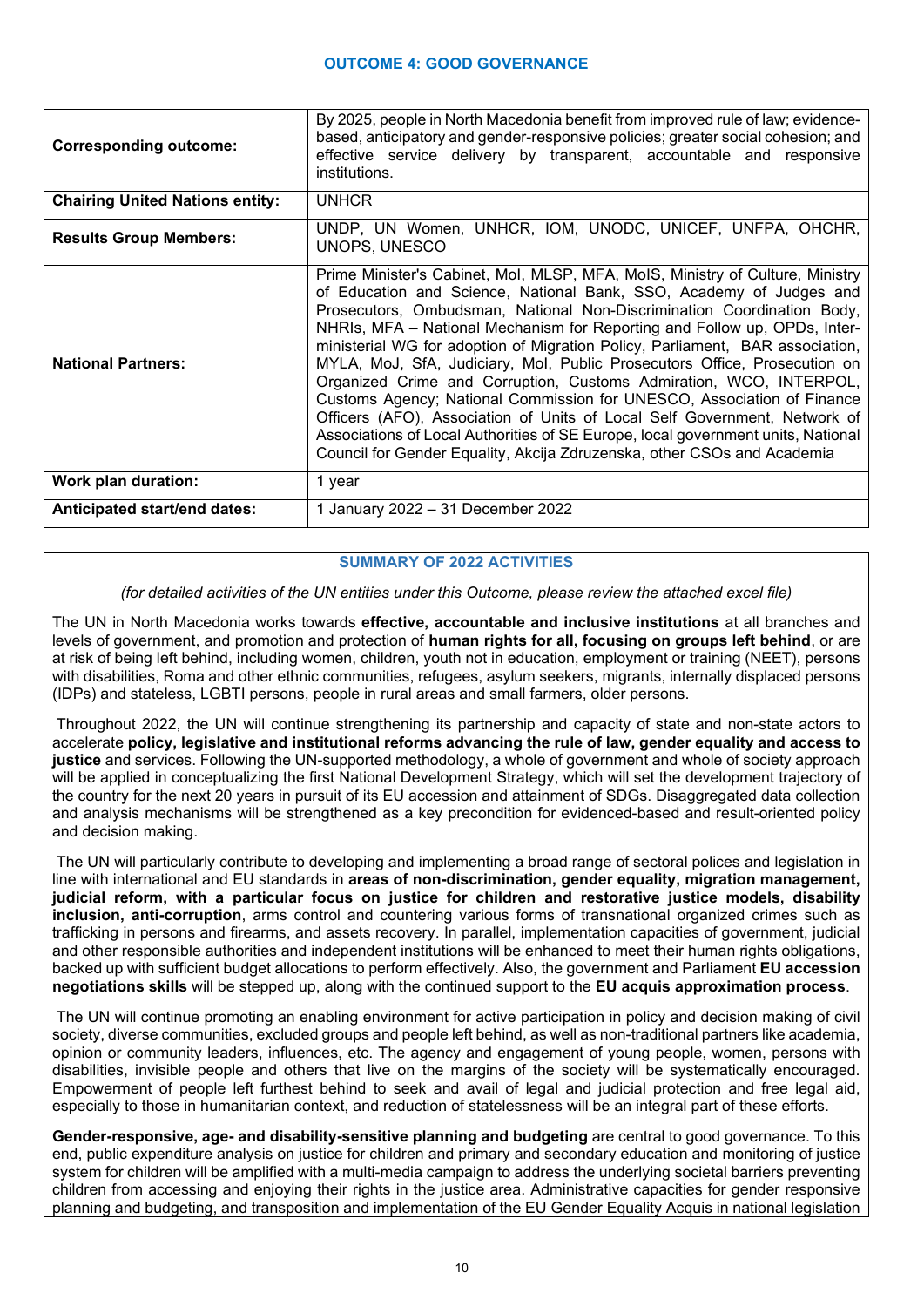## OUTCOME 4: GOOD GOVERNANCE

| | |
|---|---|
| **Corresponding outcome:** | By 2025, people in North Macedonia benefit from improved rule of law; evidence-based, anticipatory and gender-responsive policies; greater social cohesion; and effective service delivery by transparent, accountable and responsive institutions. |
| **Chairing United Nations entity:** | UNHCR |
| **Results Group Members:** | UNDP, UN Women, UNHCR, IOM, UNODC, UNICEF, UNFPA, OHCHR, UNOPS, UNESCO |
| **National Partners:** | Prime Minister's Cabinet, MoI, MLSP, MFA, MoIS, Ministry of Culture, Ministry of Education and Science, National Bank, SSO, Academy of Judges and Prosecutors, Ombudsman, National Non-Discrimination Coordination Body, NHRIs, MFA – National Mechanism for Reporting and Follow up, OPDs, Inter-ministerial WG for adoption of Migration Policy, Parliament, BAR association, MYLA, MoJ, SfA, Judiciary, MoI, Public Prosecutors Office, Prosecution on Organized Crime and Corruption, Customs Admiration, WCO, INTERPOL, Customs Agency; National Commission for UNESCO, Association of Finance Officers (AFO), Association of Units of Local Self Government, Network of Associations of Local Authorities of SE Europe, local government units, National Council for Gender Equality, Akcija Zdruzenska, other CSOs and Academia |
| **Work plan duration:** | 1 year |
| **Anticipated start/end dates:** | 1 January 2022 – 31 December 2022 |

### SUMMARY OF 2022 ACTIVITIES

*(for detailed activities of the UN entities under this Outcome, please review the attached excel file)*

The UN in North Macedonia works towards **effective, accountable and inclusive institutions** at all branches and levels of government, and promotion and protection of **human rights for all, focusing on groups left behind**, or are at risk of being left behind, including women, children, youth not in education, employment or training (NEET), persons with disabilities, Roma and other ethnic communities, refugees, asylum seekers, migrants, internally displaced persons (IDPs) and stateless, LGBTI persons, people in rural areas and small farmers, older persons.

Throughout 2022, the UN will continue strengthening its partnership and capacity of state and non-state actors to accelerate **policy, legislative and institutional reforms advancing the rule of law, gender equality and access to justice** and services. Following the UN-supported methodology, a whole of government and whole of society approach will be applied in conceptualizing the first National Development Strategy, which will set the development trajectory of the country for the next 20 years in pursuit of its EU accession and attainment of SDGs. Disaggregated data collection and analysis mechanisms will be strengthened as a key precondition for evidenced-based and result-oriented policy and decision making.

The UN will particularly contribute to developing and implementing a broad range of sectoral polices and legislation in line with international and EU standards in **areas of non-discrimination, gender equality, migration management, judicial reform, with a particular focus on justice for children and restorative justice models, disability inclusion, anti-corruption**, arms control and countering various forms of transnational organized crimes such as trafficking in persons and firearms, and assets recovery. In parallel, implementation capacities of government, judicial and other responsible authorities and independent institutions will be enhanced to meet their human rights obligations, backed up with sufficient budget allocations to perform effectively. Also, the government and Parliament **EU accession negotiations skills** will be stepped up, along with the continued support to the **EU acquis approximation process**.

The UN will continue promoting an enabling environment for active participation in policy and decision making of civil society, diverse communities, excluded groups and people left behind, as well as non-traditional partners like academia, opinion or community leaders, influences, etc. The agency and engagement of young people, women, persons with disabilities, invisible people and others that live on the margins of the society will be systematically encouraged. Empowerment of people left furthest behind to seek and avail of legal and judicial protection and free legal aid, especially to those in humanitarian context, and reduction of statelessness will be an integral part of these efforts.

**Gender-responsive, age- and disability-sensitive planning and budgeting** are central to good governance. To this end, public expenditure analysis on justice for children and primary and secondary education and monitoring of justice system for children will be amplified with a multi-media campaign to address the underlying societal barriers preventing children from accessing and enjoying their rights in the justice area. Administrative capacities for gender responsive planning and budgeting, and transposition and implementation of the EU Gender Equality Acquis in national legislation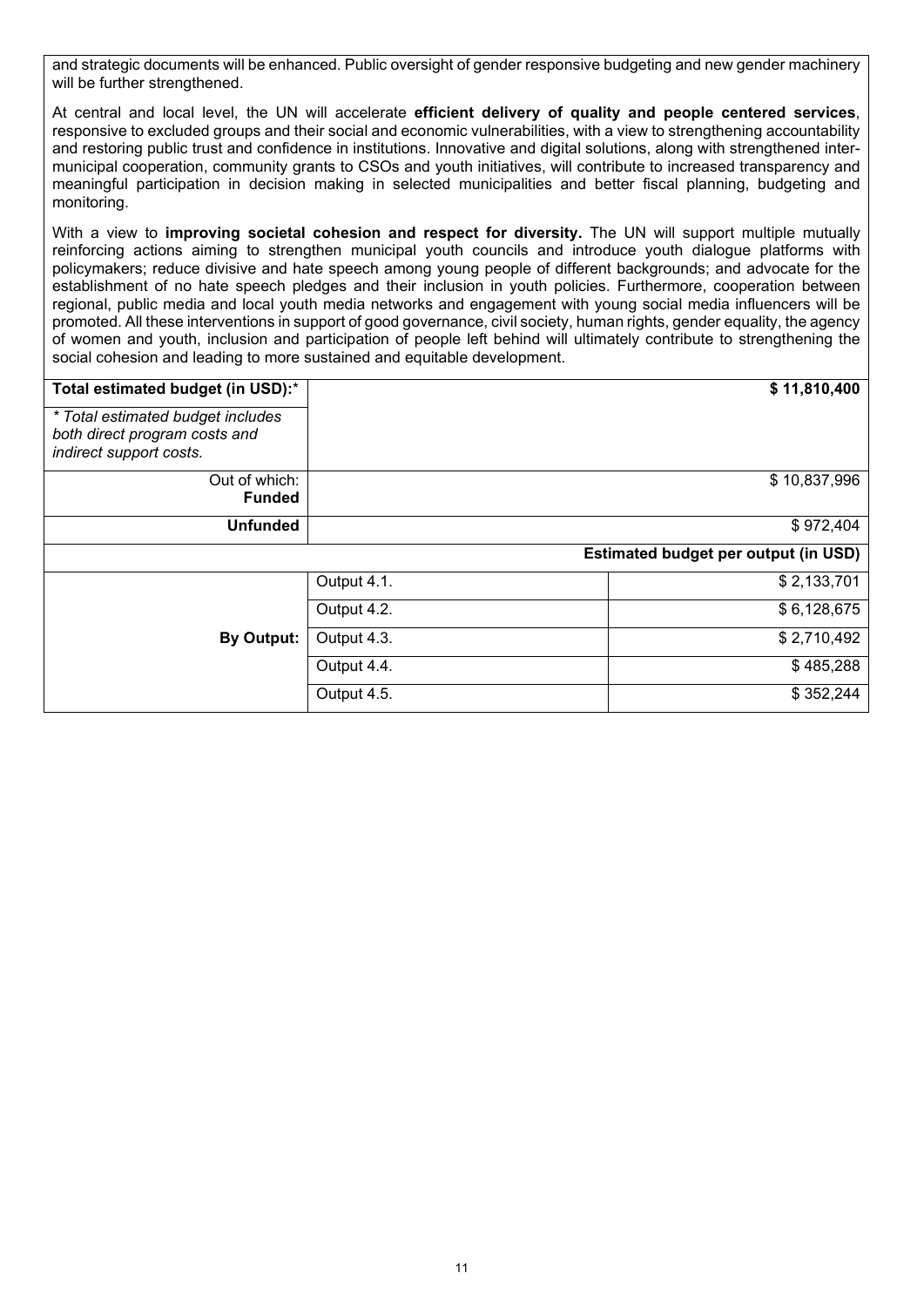and strategic documents will be enhanced. Public oversight of gender responsive budgeting and new gender machinery will be further strengthened.

At central and local level, the UN will accelerate **efficient delivery of quality and people centered services**, responsive to excluded groups and their social and economic vulnerabilities, with a view to strengthening accountability and restoring public trust and confidence in institutions. Innovative and digital solutions, along with strengthened inter-municipal cooperation, community grants to CSOs and youth initiatives, will contribute to increased transparency and meaningful participation in decision making in selected municipalities and better fiscal planning, budgeting and monitoring.

With a view to **improving societal cohesion and respect for diversity.** The UN will support multiple mutually reinforcing actions aiming to strengthen municipal youth councils and introduce youth dialogue platforms with policymakers; reduce divisive and hate speech among young people of different backgrounds; and advocate for the establishment of no hate speech pledges and their inclusion in youth policies. Furthermore, cooperation between regional, public media and local youth media networks and engagement with young social media influencers will be promoted. All these interventions in support of good governance, civil society, human rights, gender equality, the agency of women and youth, inclusion and participation of people left behind will ultimately contribute to strengthening the social cohesion and leading to more sustained and equitable development.

| | | |
|---|---|---|
| **Total estimated budget (in USD):*** | | **$ 11,810,400** |
| *\* Total estimated budget includes both direct program costs and indirect support costs.* | | |
| Out of which: **Funded** | | $ 10,837,996 |
| **Unfunded** | | $ 972,404 |
| | | **Estimated budget per output (in USD)** |
| **By Output:** | Output 4.1. | $ 2,133,701 |
| | Output 4.2. | $ 6,128,675 |
| | Output 4.3. | $ 2,710,492 |
| | Output 4.4. | $ 485,288 |
| | Output 4.5. | $ 352,244 |